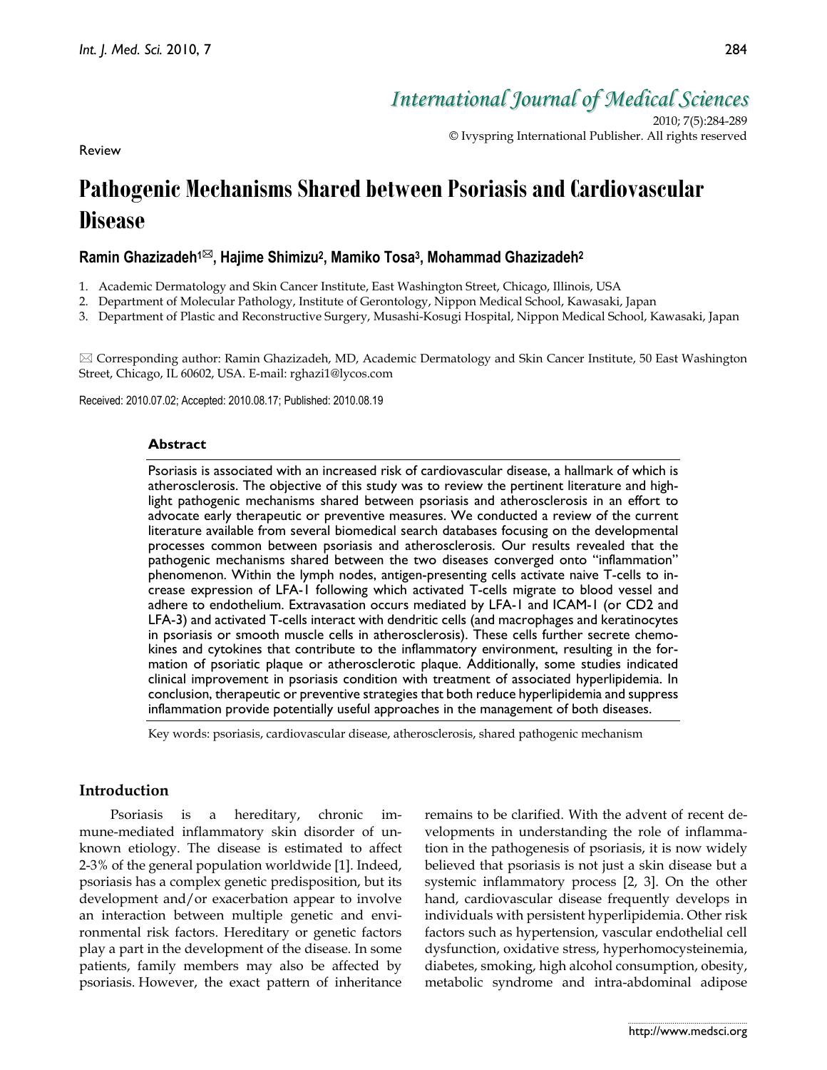Review

# Pathogenic Mechanisms Shared between Psoriasis and Cardiovascular Disease

**Ramin Ghazizadeh[1]✉, Hajime Shimizu[2], Mamiko Tosa[3], Mohammad Ghazizadeh[2]**

1. Academic Dermatology and Skin Cancer Institute, East Washington Street, Chicago, Illinois, USA
2. Department of Molecular Pathology, Institute of Gerontology, Nippon Medical School, Kawasaki, Japan
3. Department of Plastic and Reconstructive Surgery, Musashi-Kosugi Hospital, Nippon Medical School, Kawasaki, Japan

✉ Corresponding author: Ramin Ghazizadeh, MD, Academic Dermatology and Skin Cancer Institute, 50 East Washington Street, Chicago, IL 60602, USA. E-mail: rghazi1@lycos.com

Received: 2010.07.02; Accepted: 2010.08.17; Published: 2010.08.19

### Abstract

Psoriasis is associated with an increased risk of cardiovascular disease, a hallmark of which is atherosclerosis. The objective of this study was to review the pertinent literature and highlight pathogenic mechanisms shared between psoriasis and atherosclerosis in an effort to advocate early therapeutic or preventive measures. We conducted a review of the current literature available from several biomedical search databases focusing on the developmental processes common between psoriasis and atherosclerosis. Our results revealed that the pathogenic mechanisms shared between the two diseases converged onto "inflammation" phenomenon. Within the lymph nodes, antigen-presenting cells activate naive T-cells to increase expression of LFA-1 following which activated T-cells migrate to blood vessel and adhere to endothelium. Extravasation occurs mediated by LFA-1 and ICAM-1 (or CD2 and LFA-3) and activated T-cells interact with dendritic cells (and macrophages and keratinocytes in psoriasis or smooth muscle cells in atherosclerosis). These cells further secrete chemokines and cytokines that contribute to the inflammatory environment, resulting in the formation of psoriatic plaque or atherosclerotic plaque. Additionally, some studies indicated clinical improvement in psoriasis condition with treatment of associated hyperlipidemia. In conclusion, therapeutic or preventive strategies that both reduce hyperlipidemia and suppress inflammation provide potentially useful approaches in the management of both diseases.

Key words: psoriasis, cardiovascular disease, atherosclerosis, shared pathogenic mechanism

## Introduction

Psoriasis is a hereditary, chronic immune-mediated inflammatory skin disorder of unknown etiology. The disease is estimated to affect 2-3% of the general population worldwide [1]. Indeed, psoriasis has a complex genetic predisposition, but its development and/or exacerbation appear to involve an interaction between multiple genetic and environmental risk factors. Hereditary or genetic factors play a part in the development of the disease. In some patients, family members may also be affected by psoriasis. However, the exact pattern of inheritance remains to be clarified. With the advent of recent developments in understanding the role of inflammation in the pathogenesis of psoriasis, it is now widely believed that psoriasis is not just a skin disease but a systemic inflammatory process [2, 3]. On the other hand, cardiovascular disease frequently develops in individuals with persistent hyperlipidemia. Other risk factors such as hypertension, vascular endothelial cell dysfunction, oxidative stress, hyperhomocysteinemia, diabetes, smoking, high alcohol consumption, obesity, metabolic syndrome and intra-abdominal adipose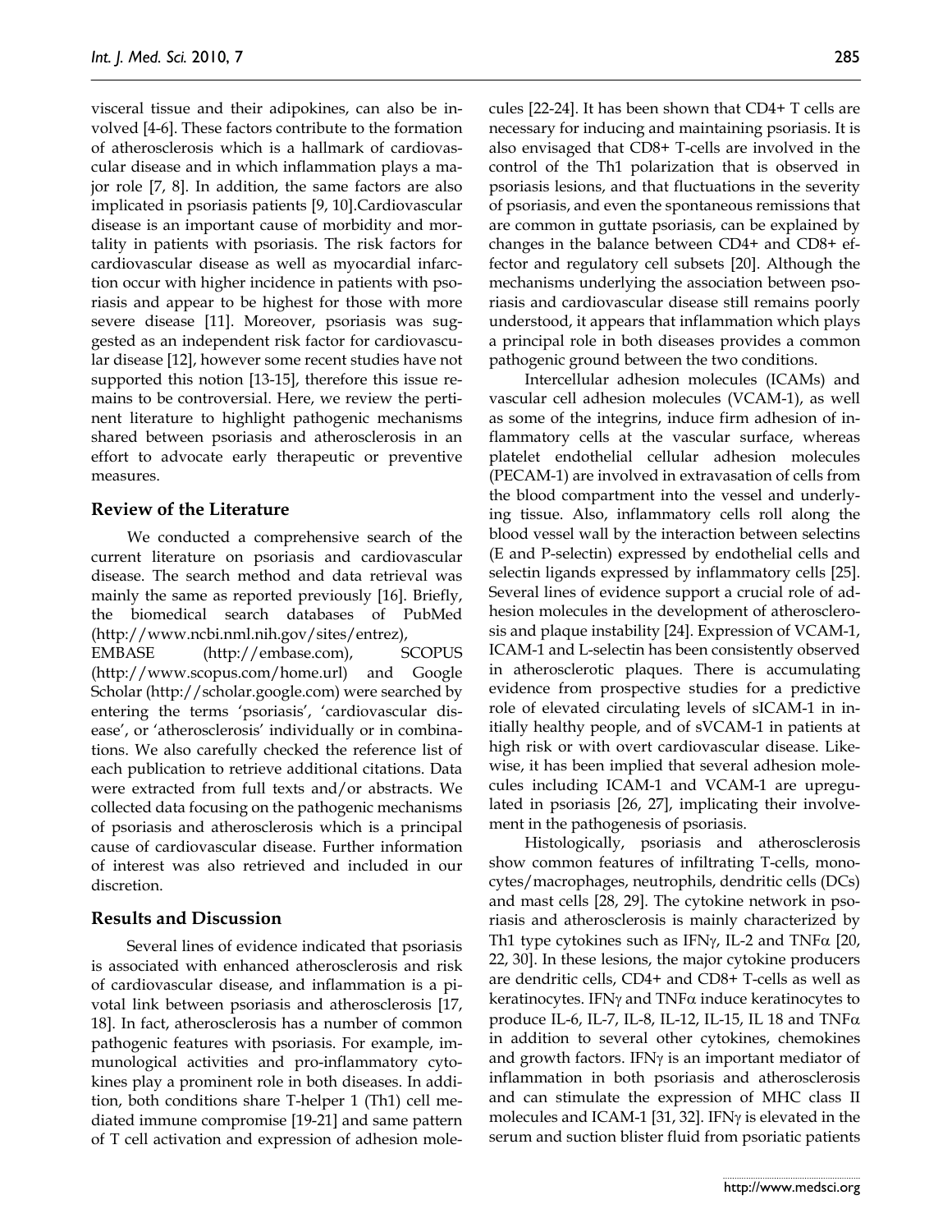visceral tissue and their adipokines, can also be involved [4-6]. These factors contribute to the formation of atherosclerosis which is a hallmark of cardiovascular disease and in which inflammation plays a major role [7, 8]. In addition, the same factors are also implicated in psoriasis patients [9, 10].Cardiovascular disease is an important cause of morbidity and mortality in patients with psoriasis. The risk factors for cardiovascular disease as well as myocardial infarction occur with higher incidence in patients with psoriasis and appear to be highest for those with more severe disease [11]. Moreover, psoriasis was suggested as an independent risk factor for cardiovascular disease [12], however some recent studies have not supported this notion [13-15], therefore this issue remains to be controversial. Here, we review the pertinent literature to highlight pathogenic mechanisms shared between psoriasis and atherosclerosis in an effort to advocate early therapeutic or preventive measures.

## Review of the Literature

We conducted a comprehensive search of the current literature on psoriasis and cardiovascular disease. The search method and data retrieval was mainly the same as reported previously [16]. Briefly, the biomedical search databases of PubMed (http://www.ncbi.nml.nih.gov/sites/entrez), EMBASE (http://embase.com), SCOPUS (http://www.scopus.com/home.url) and Google Scholar (http://scholar.google.com) were searched by entering the terms 'psoriasis', 'cardiovascular disease', or 'atherosclerosis' individually or in combinations. We also carefully checked the reference list of each publication to retrieve additional citations. Data were extracted from full texts and/or abstracts. We collected data focusing on the pathogenic mechanisms of psoriasis and atherosclerosis which is a principal cause of cardiovascular disease. Further information of interest was also retrieved and included in our discretion.

## Results and Discussion

Several lines of evidence indicated that psoriasis is associated with enhanced atherosclerosis and risk of cardiovascular disease, and inflammation is a pivotal link between psoriasis and atherosclerosis [17, 18]. In fact, atherosclerosis has a number of common pathogenic features with psoriasis. For example, immunological activities and pro-inflammatory cytokines play a prominent role in both diseases. In addition, both conditions share T-helper 1 (Th1) cell mediated immune compromise [19-21] and same pattern of T cell activation and expression of adhesion molecules [22-24]. It has been shown that CD4+ T cells are necessary for inducing and maintaining psoriasis. It is also envisaged that CD8+ T-cells are involved in the control of the Th1 polarization that is observed in psoriasis lesions, and that fluctuations in the severity of psoriasis, and even the spontaneous remissions that are common in guttate psoriasis, can be explained by changes in the balance between CD4+ and CD8+ effector and regulatory cell subsets [20]. Although the mechanisms underlying the association between psoriasis and cardiovascular disease still remains poorly understood, it appears that inflammation which plays a principal role in both diseases provides a common pathogenic ground between the two conditions.

Intercellular adhesion molecules (ICAMs) and vascular cell adhesion molecules (VCAM-1), as well as some of the integrins, induce firm adhesion of inflammatory cells at the vascular surface, whereas platelet endothelial cellular adhesion molecules (PECAM-1) are involved in extravasation of cells from the blood compartment into the vessel and underlying tissue. Also, inflammatory cells roll along the blood vessel wall by the interaction between selectins (E and P-selectin) expressed by endothelial cells and selectin ligands expressed by inflammatory cells [25]. Several lines of evidence support a crucial role of adhesion molecules in the development of atherosclerosis and plaque instability [24]. Expression of VCAM-1, ICAM-1 and L-selectin has been consistently observed in atherosclerotic plaques. There is accumulating evidence from prospective studies for a predictive role of elevated circulating levels of sICAM-1 in initially healthy people, and of sVCAM-1 in patients at high risk or with overt cardiovascular disease. Likewise, it has been implied that several adhesion molecules including ICAM-1 and VCAM-1 are upregulated in psoriasis [26, 27], implicating their involvement in the pathogenesis of psoriasis.

Histologically, psoriasis and atherosclerosis show common features of infiltrating T-cells, monocytes/macrophages, neutrophils, dendritic cells (DCs) and mast cells [28, 29]. The cytokine network in psoriasis and atherosclerosis is mainly characterized by Th1 type cytokines such as IFNγ, IL-2 and TNFα [20, 22, 30]. In these lesions, the major cytokine producers are dendritic cells, CD4+ and CD8+ T-cells as well as keratinocytes. IFNγ and TNFα induce keratinocytes to produce IL-6, IL-7, IL-8, IL-12, IL-15, IL 18 and TNFα in addition to several other cytokines, chemokines and growth factors. IFNγ is an important mediator of inflammation in both psoriasis and atherosclerosis and can stimulate the expression of MHC class II molecules and ICAM-1 [31, 32]. IFNγ is elevated in the serum and suction blister fluid from psoriatic patients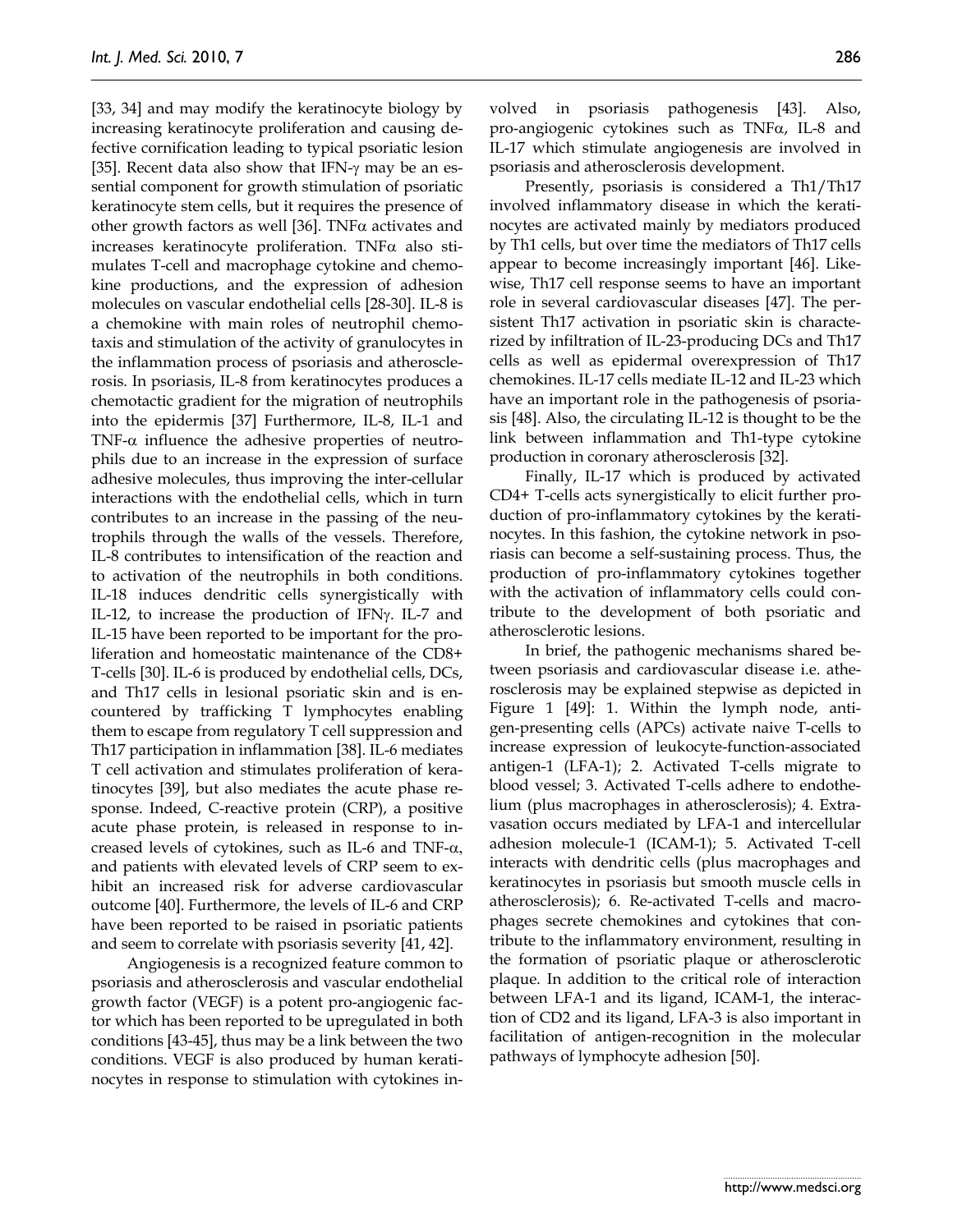[33, 34] and may modify the keratinocyte biology by increasing keratinocyte proliferation and causing defective cornification leading to typical psoriatic lesion [35]. Recent data also show that IFN-γ may be an essential component for growth stimulation of psoriatic keratinocyte stem cells, but it requires the presence of other growth factors as well [36]. TNFα activates and increases keratinocyte proliferation. TNFα also stimulates T-cell and macrophage cytokine and chemokine productions, and the expression of adhesion molecules on vascular endothelial cells [28-30]. IL-8 is a chemokine with main roles of neutrophil chemotaxis and stimulation of the activity of granulocytes in the inflammation process of psoriasis and atherosclerosis. In psoriasis, IL-8 from keratinocytes produces a chemotactic gradient for the migration of neutrophils into the epidermis [37] Furthermore, IL-8, IL-1 and TNF-α influence the adhesive properties of neutrophils due to an increase in the expression of surface adhesive molecules, thus improving the inter-cellular interactions with the endothelial cells, which in turn contributes to an increase in the passing of the neutrophils through the walls of the vessels. Therefore, IL-8 contributes to intensification of the reaction and to activation of the neutrophils in both conditions. IL-18 induces dendritic cells synergistically with IL-12, to increase the production of IFNγ. IL-7 and IL-15 have been reported to be important for the proliferation and homeostatic maintenance of the CD8+ T-cells [30]. IL-6 is produced by endothelial cells, DCs, and Th17 cells in lesional psoriatic skin and is encountered by trafficking T lymphocytes enabling them to escape from regulatory T cell suppression and Th17 participation in inflammation [38]. IL-6 mediates T cell activation and stimulates proliferation of keratinocytes [39], but also mediates the acute phase response. Indeed, C-reactive protein (CRP), a positive acute phase protein, is released in response to increased levels of cytokines, such as IL-6 and TNF-α, and patients with elevated levels of CRP seem to exhibit an increased risk for adverse cardiovascular outcome [40]. Furthermore, the levels of IL-6 and CRP have been reported to be raised in psoriatic patients and seem to correlate with psoriasis severity [41, 42].

Angiogenesis is a recognized feature common to psoriasis and atherosclerosis and vascular endothelial growth factor (VEGF) is a potent pro-angiogenic factor which has been reported to be upregulated in both conditions [43-45], thus may be a link between the two conditions. VEGF is also produced by human keratinocytes in response to stimulation with cytokines involved in psoriasis pathogenesis [43]. Also, pro-angiogenic cytokines such as TNFα, IL-8 and IL-17 which stimulate angiogenesis are involved in psoriasis and atherosclerosis development.

Presently, psoriasis is considered a Th1/Th17 involved inflammatory disease in which the keratinocytes are activated mainly by mediators produced by Th1 cells, but over time the mediators of Th17 cells appear to become increasingly important [46]. Likewise, Th17 cell response seems to have an important role in several cardiovascular diseases [47]. The persistent Th17 activation in psoriatic skin is characterized by infiltration of IL-23-producing DCs and Th17 cells as well as epidermal overexpression of Th17 chemokines. IL-17 cells mediate IL-12 and IL-23 which have an important role in the pathogenesis of psoriasis [48]. Also, the circulating IL-12 is thought to be the link between inflammation and Th1-type cytokine production in coronary atherosclerosis [32].

Finally, IL-17 which is produced by activated CD4+ T-cells acts synergistically to elicit further production of pro-inflammatory cytokines by the keratinocytes. In this fashion, the cytokine network in psoriasis can become a self-sustaining process. Thus, the production of pro-inflammatory cytokines together with the activation of inflammatory cells could contribute to the development of both psoriatic and atherosclerotic lesions.

In brief, the pathogenic mechanisms shared between psoriasis and cardiovascular disease i.e. atherosclerosis may be explained stepwise as depicted in Figure 1 [49]: 1. Within the lymph node, antigen-presenting cells (APCs) activate naive T-cells to increase expression of leukocyte-function-associated antigen-1 (LFA-1); 2. Activated T-cells migrate to blood vessel; 3. Activated T-cells adhere to endothelium (plus macrophages in atherosclerosis); 4. Extravasation occurs mediated by LFA-1 and intercellular adhesion molecule-1 (ICAM-1); 5. Activated T-cell interacts with dendritic cells (plus macrophages and keratinocytes in psoriasis but smooth muscle cells in atherosclerosis); 6. Re-activated T-cells and macrophages secrete chemokines and cytokines that contribute to the inflammatory environment, resulting in the formation of psoriatic plaque or atherosclerotic plaque. In addition to the critical role of interaction between LFA-1 and its ligand, ICAM-1, the interaction of CD2 and its ligand, LFA-3 is also important in facilitation of antigen-recognition in the molecular pathways of lymphocyte adhesion [50].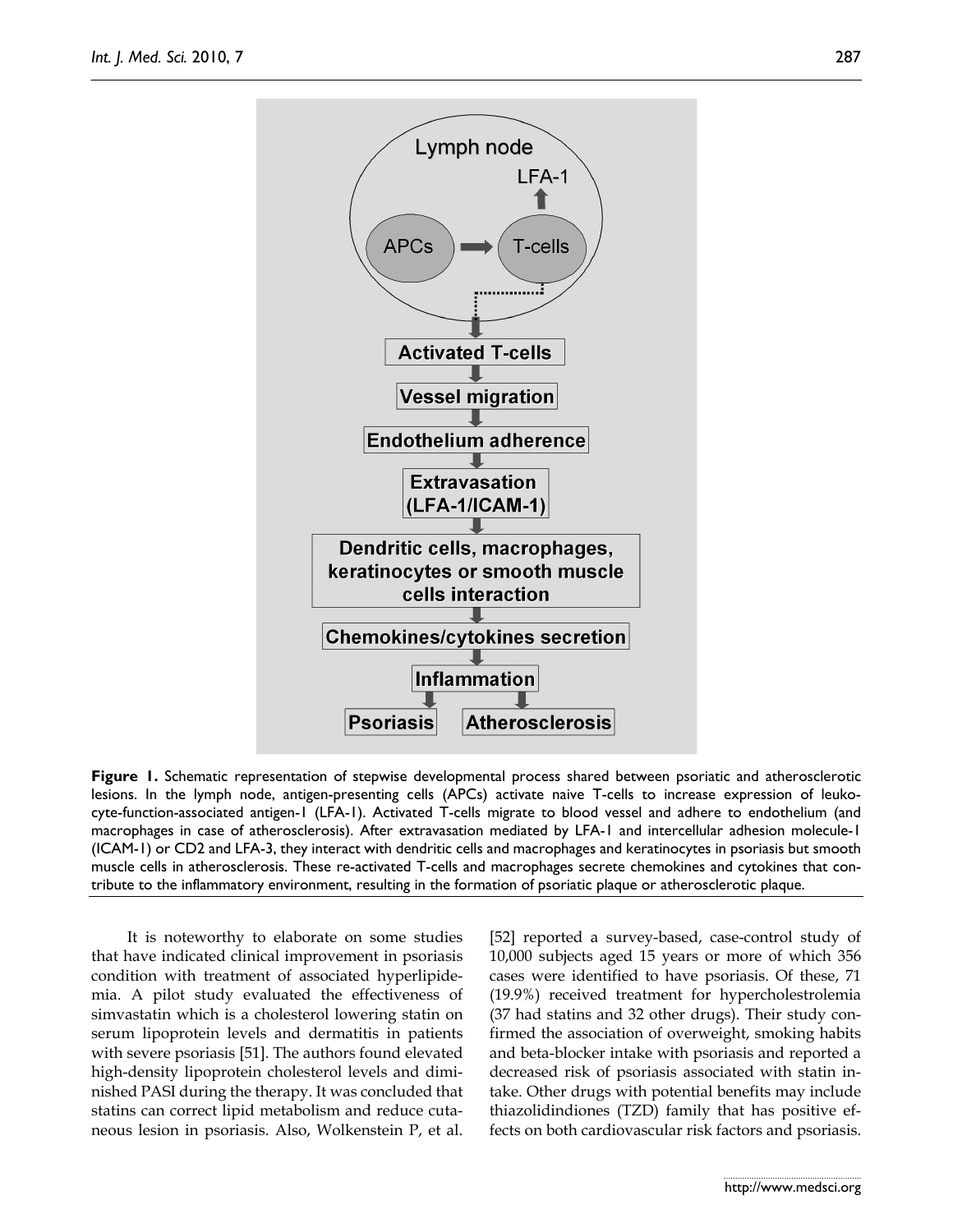**Figure 1.** Schematic representation of stepwise developmental process shared between psoriatic and atherosclerotic lesions. In the lymph node, antigen-presenting cells (APCs) activate naive T-cells to increase expression of leukocyte-function-associated antigen-1 (LFA-1). Activated T-cells migrate to blood vessel and adhere to endothelium (and macrophages in case of atherosclerosis). After extravasation mediated by LFA-1 and intercellular adhesion molecule-1 (ICAM-1) or CD2 and LFA-3, they interact with dendritic cells and macrophages and keratinocytes in psoriasis but smooth muscle cells in atherosclerosis. These re-activated T-cells and macrophages secrete chemokines and cytokines that contribute to the inflammatory environment, resulting in the formation of psoriatic plaque or atherosclerotic plaque.

It is noteworthy to elaborate on some studies that have indicated clinical improvement in psoriasis condition with treatment of associated hyperlipidemia. A pilot study evaluated the effectiveness of simvastatin which is a cholesterol lowering statin on serum lipoprotein levels and dermatitis in patients with severe psoriasis [51]. The authors found elevated high-density lipoprotein cholesterol levels and diminished PASI during the therapy. It was concluded that statins can correct lipid metabolism and reduce cutaneous lesion in psoriasis. Also, Wolkenstein P, et al. [52] reported a survey-based, case-control study of 10,000 subjects aged 15 years or more of which 356 cases were identified to have psoriasis. Of these, 71 (19.9%) received treatment for hypercholestrolemia (37 had statins and 32 other drugs). Their study confirmed the association of overweight, smoking habits and beta-blocker intake with psoriasis and reported a decreased risk of psoriasis associated with statin intake. Other drugs with potential benefits may include thiazolidindiones (TZD) family that has positive effects on both cardiovascular risk factors and psoriasis.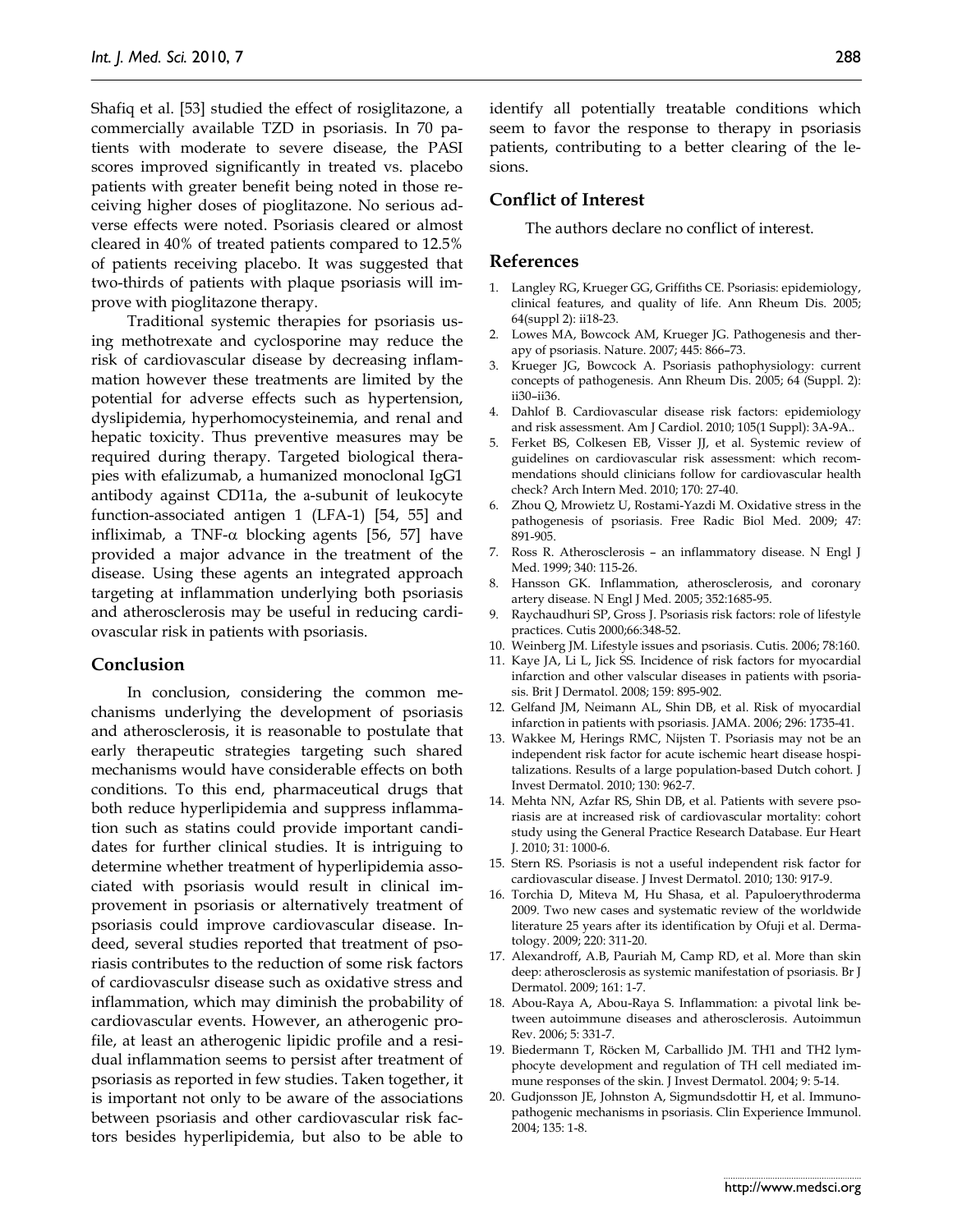Shafiq et al. [53] studied the effect of rosiglitazone, a commercially available TZD in psoriasis. In 70 patients with moderate to severe disease, the PASI scores improved significantly in treated vs. placebo patients with greater benefit being noted in those receiving higher doses of pioglitazone. No serious adverse effects were noted. Psoriasis cleared or almost cleared in 40% of treated patients compared to 12.5% of patients receiving placebo. It was suggested that two-thirds of patients with plaque psoriasis will improve with pioglitazone therapy.

Traditional systemic therapies for psoriasis using methotrexate and cyclosporine may reduce the risk of cardiovascular disease by decreasing inflammation however these treatments are limited by the potential for adverse effects such as hypertension, dyslipidemia, hyperhomocysteinemia, and renal and hepatic toxicity. Thus preventive measures may be required during therapy. Targeted biological therapies with efalizumab, a humanized monoclonal IgG1 antibody against CD11a, the a-subunit of leukocyte function-associated antigen 1 (LFA-1) [54, 55] and infliximab, a TNF-$\alpha$ blocking agents [56, 57] have provided a major advance in the treatment of the disease. Using these agents an integrated approach targeting at inflammation underlying both psoriasis and atherosclerosis may be useful in reducing cardiovascular risk in patients with psoriasis.

## Conclusion

In conclusion, considering the common mechanisms underlying the development of psoriasis and atherosclerosis, it is reasonable to postulate that early therapeutic strategies targeting such shared mechanisms would have considerable effects on both conditions. To this end, pharmaceutical drugs that both reduce hyperlipidemia and suppress inflammation such as statins could provide important candidates for further clinical studies. It is intriguing to determine whether treatment of hyperlipidemia associated with psoriasis would result in clinical improvement in psoriasis or alternatively treatment of psoriasis could improve cardiovascular disease. Indeed, several studies reported that treatment of psoriasis contributes to the reduction of some risk factors of cardiovasculsr disease such as oxidative stress and inflammation, which may diminish the probability of cardiovascular events. However, an atherogenic profile, at least an atherogenic lipidic profile and a residual inflammation seems to persist after treatment of psoriasis as reported in few studies. Taken together, it is important not only to be aware of the associations between psoriasis and other cardiovascular risk factors besides hyperlipidemia, but also to be able to identify all potentially treatable conditions which seem to favor the response to therapy in psoriasis patients, contributing to a better clearing of the lesions.

## Conflict of Interest

The authors declare no conflict of interest.

## References

1. Langley RG, Krueger GG, Griffiths CE. Psoriasis: epidemiology, clinical features, and quality of life. Ann Rheum Dis. 2005; 64(suppl 2): ii18-23.
2. Lowes MA, Bowcock AM, Krueger JG. Pathogenesis and therapy of psoriasis. Nature. 2007; 445: 866–73.
3. Krueger JG, Bowcock A. Psoriasis pathophysiology: current concepts of pathogenesis. Ann Rheum Dis. 2005; 64 (Suppl. 2): ii30–ii36.
4. Dahlof B. Cardiovascular disease risk factors: epidemiology and risk assessment. Am J Cardiol. 2010; 105(1 Suppl): 3A-9A..
5. Ferket BS, Colkesen EB, Visser JJ, et al. Systemic review of guidelines on cardiovascular risk assessment: which recommendations should clinicians follow for cardiovascular health check? Arch Intern Med. 2010; 170: 27-40.
6. Zhou Q, Mrowietz U, Rostami-Yazdi M. Oxidative stress in the pathogenesis of psoriasis. Free Radic Biol Med. 2009; 47: 891-905.
7. Ross R. Atherosclerosis – an inflammatory disease. N Engl J Med. 1999; 340: 115-26.
8. Hansson GK. Inflammation, atherosclerosis, and coronary artery disease. N Engl J Med. 2005; 352:1685-95.
9. Raychaudhuri SP, Gross J. Psoriasis risk factors: role of lifestyle practices. Cutis 2000;66:348-52.
10. Weinberg JM. Lifestyle issues and psoriasis. Cutis. 2006; 78:160.
11. Kaye JA, Li L, Jick SS. Incidence of risk factors for myocardial infarction and other valscular diseases in patients with psoriasis. Brit J Dermatol. 2008; 159: 895-902.
12. Gelfand JM, Neimann AL, Shin DB, et al. Risk of myocardial infarction in patients with psoriasis. JAMA. 2006; 296: 1735-41.
13. Wakkee M, Herings RMC, Nijsten T. Psoriasis may not be an independent risk factor for acute ischemic heart disease hospitalizations. Results of a large population-based Dutch cohort. J Invest Dermatol. 2010; 130: 962-7.
14. Mehta NN, Azfar RS, Shin DB, et al. Patients with severe psoriasis are at increased risk of cardiovascular mortality: cohort study using the General Practice Research Database. Eur Heart J. 2010; 31: 1000-6.
15. Stern RS. Psoriasis is not a useful independent risk factor for cardiovascular disease. J Invest Dermatol. 2010; 130: 917-9.
16. Torchia D, Miteva M, Hu Shasa, et al. Papuloerythroderma 2009. Two new cases and systematic review of the worldwide literature 25 years after its identification by Ofuji et al. Dermatology. 2009; 220: 311-20.
17. Alexandroff, A.B, Pauriah M, Camp RD, et al. More than skin deep: atherosclerosis as systemic manifestation of psoriasis. Br J Dermatol. 2009; 161: 1-7.
18. Abou-Raya A, Abou-Raya S. Inflammation: a pivotal link between autoimmune diseases and atherosclerosis. Autoimmun Rev. 2006; 5: 331-7.
19. Biedermann T, Röcken M, Carballido JM. TH1 and TH2 lymphocyte development and regulation of TH cell mediated immune responses of the skin. J Invest Dermatol. 2004; 9: 5-14.
20. Gudjonsson JE, Johnston A, Sigmundsdottir H, et al. Immunopathogenic mechanisms in psoriasis. Clin Experience Immunol. 2004; 135: 1-8.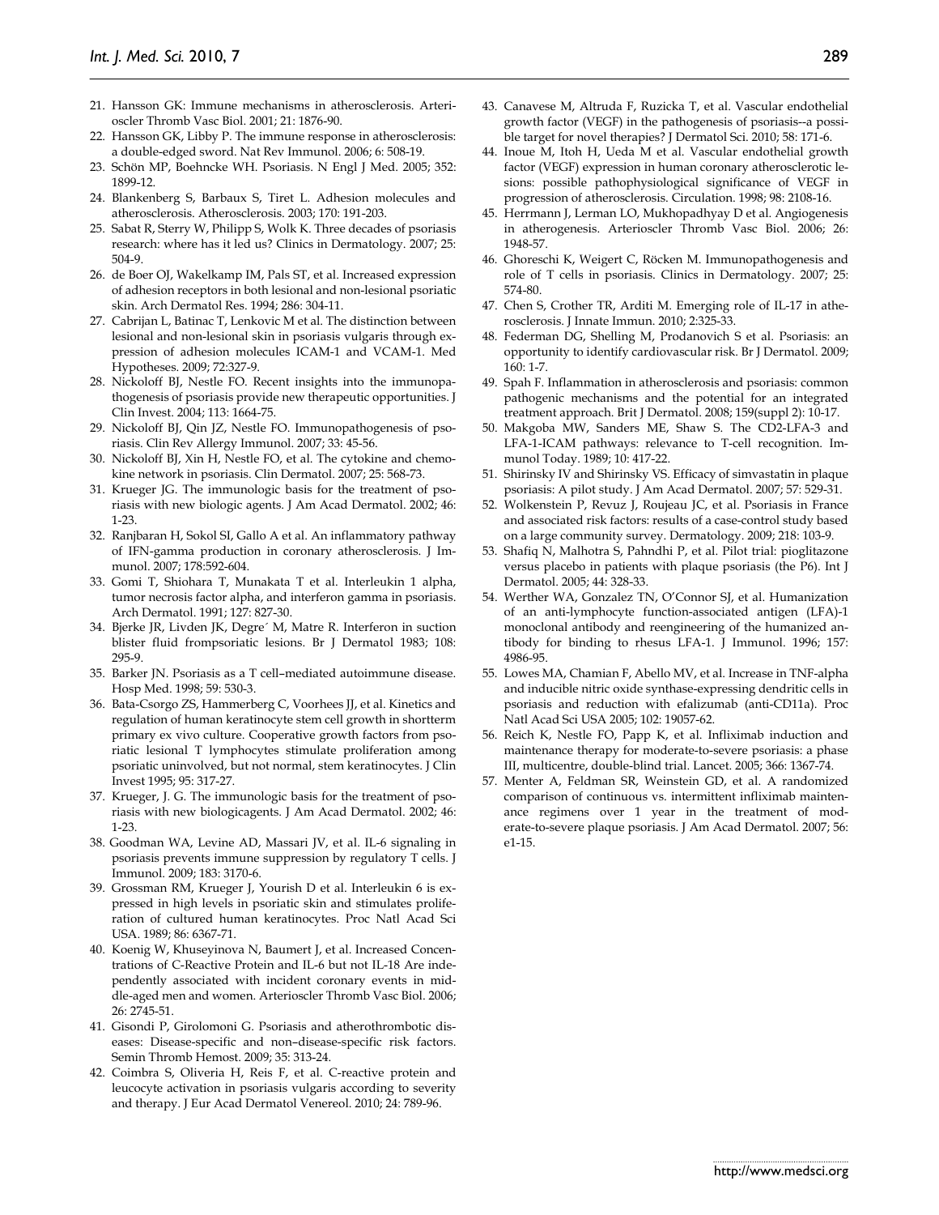21. Hansson GK: Immune mechanisms in atherosclerosis. Arterioscler Thromb Vasc Biol. 2001; 21: 1876-90.
22. Hansson GK, Libby P. The immune response in atherosclerosis: a double-edged sword. Nat Rev Immunol. 2006; 6: 508-19.
23. Schön MP, Boehncke WH. Psoriasis. N Engl J Med. 2005; 352: 1899-12.
24. Blankenberg S, Barbaux S, Tiret L. Adhesion molecules and atherosclerosis. Atherosclerosis. 2003; 170: 191-203.
25. Sabat R, Sterry W, Philipp S, Wolk K. Three decades of psoriasis research: where has it led us? Clinics in Dermatology. 2007; 25: 504-9.
26. de Boer OJ, Wakelkamp IM, Pals ST, et al. Increased expression of adhesion receptors in both lesional and non-lesional psoriatic skin. Arch Dermatol Res. 1994; 286: 304-11.
27. Cabrijan L, Batinac T, Lenkovic M et al. The distinction between lesional and non-lesional skin in psoriasis vulgaris through expression of adhesion molecules ICAM-1 and VCAM-1. Med Hypotheses. 2009; 72:327-9.
28. Nickoloff BJ, Nestle FO. Recent insights into the immunopathogenesis of psoriasis provide new therapeutic opportunities. J Clin Invest. 2004; 113: 1664-75.
29. Nickoloff BJ, Qin JZ, Nestle FO. Immunopathogenesis of psoriasis. Clin Rev Allergy Immunol. 2007; 33: 45-56.
30. Nickoloff BJ, Xin H, Nestle FO, et al. The cytokine and chemokine network in psoriasis. Clin Dermatol. 2007; 25: 568-73.
31. Krueger JG. The immunologic basis for the treatment of psoriasis with new biologic agents. J Am Acad Dermatol. 2002; 46: 1-23.
32. Ranjbaran H, Sokol SI, Gallo A et al. An inflammatory pathway of IFN-gamma production in coronary atherosclerosis. J Immunol. 2007; 178:592-604.
33. Gomi T, Shiohara T, Munakata T et al. Interleukin 1 alpha, tumor necrosis factor alpha, and interferon gamma in psoriasis. Arch Dermatol. 1991; 127: 827-30.
34. Bjerke JR, Livden JK, Degre´ M, Matre R. Interferon in suction blister fluid frompsoriatic lesions. Br J Dermatol 1983; 108: 295-9.
35. Barker JN. Psoriasis as a T cell–mediated autoimmune disease. Hosp Med. 1998; 59: 530-3.
36. Bata-Csorgo ZS, Hammerberg C, Voorhees JJ, et al. Kinetics and regulation of human keratinocyte stem cell growth in shortterm primary ex vivo culture. Cooperative growth factors from psoriatic lesional T lymphocytes stimulate proliferation among psoriatic uninvolved, but not normal, stem keratinocytes. J Clin Invest 1995; 95: 317-27.
37. Krueger, J. G. The immunologic basis for the treatment of psoriasis with new biologicagents. J Am Acad Dermatol. 2002; 46: 1-23.
38. Goodman WA, Levine AD, Massari JV, et al. IL-6 signaling in psoriasis prevents immune suppression by regulatory T cells. J Immunol. 2009; 183: 3170-6.
39. Grossman RM, Krueger J, Yourish D et al. Interleukin 6 is expressed in high levels in psoriatic skin and stimulates proliferation of cultured human keratinocytes. Proc Natl Acad Sci USA. 1989; 86: 6367-71.
40. Koenig W, Khuseyinova N, Baumert J, et al. Increased Concentrations of C-Reactive Protein and IL-6 but not IL-18 Are independently associated with incident coronary events in middle-aged men and women. Arterioscler Thromb Vasc Biol. 2006; 26: 2745-51.
41. Gisondi P, Girolomoni G. Psoriasis and atherothrombotic diseases: Disease-specific and non–disease-specific risk factors. Semin Thromb Hemost. 2009; 35: 313-24.
42. Coimbra S, Oliveria H, Reis F, et al. C-reactive protein and leucocyte activation in psoriasis vulgaris according to severity and therapy. J Eur Acad Dermatol Venereol. 2010; 24: 789-96.
43. Canavese M, Altruda F, Ruzicka T, et al. Vascular endothelial growth factor (VEGF) in the pathogenesis of psoriasis--a possible target for novel therapies? J Dermatol Sci. 2010; 58: 171-6.
44. Inoue M, Itoh H, Ueda M et al. Vascular endothelial growth factor (VEGF) expression in human coronary atherosclerotic lesions: possible pathophysiological significance of VEGF in progression of atherosclerosis. Circulation. 1998; 98: 2108-16.
45. Herrmann J, Lerman LO, Mukhopadhyay D et al. Angiogenesis in atherogenesis. Arterioscler Thromb Vasc Biol. 2006; 26: 1948-57.
46. Ghoreschi K, Weigert C, Röcken M. Immunopathogenesis and role of T cells in psoriasis. Clinics in Dermatology. 2007; 25: 574-80.
47. Chen S, Crother TR, Arditi M. Emerging role of IL-17 in atherosclerosis. J Innate Immun. 2010; 2:325-33.
48. Federman DG, Shelling M, Prodanovich S et al. Psoriasis: an opportunity to identify cardiovascular risk. Br J Dermatol. 2009; 160: 1-7.
49. Spah F. Inflammation in atherosclerosis and psoriasis: common pathogenic mechanisms and the potential for an integrated treatment approach. Brit J Dermatol. 2008; 159(suppl 2): 10-17.
50. Makgoba MW, Sanders ME, Shaw S. The CD2-LFA-3 and LFA-1-ICAM pathways: relevance to T-cell recognition. Immunol Today. 1989; 10: 417-22.
51. Shirinsky IV and Shirinsky VS. Efficacy of simvastatin in plaque psoriasis: A pilot study. J Am Acad Dermatol. 2007; 57: 529-31.
52. Wolkenstein P, Revuz J, Roujeau JC, et al. Psoriasis in France and associated risk factors: results of a case-control study based on a large community survey. Dermatology. 2009; 218: 103-9.
53. Shafiq N, Malhotra S, Pahndhi P, et al. Pilot trial: pioglitazone versus placebo in patients with plaque psoriasis (the P6). Int J Dermatol. 2005; 44: 328-33.
54. Werther WA, Gonzalez TN, O'Connor SJ, et al. Humanization of an anti-lymphocyte function-associated antigen (LFA)-1 monoclonal antibody and reengineering of the humanized antibody for binding to rhesus LFA-1. J Immunol. 1996; 157: 4986-95.
55. Lowes MA, Chamian F, Abello MV, et al. Increase in TNF-alpha and inducible nitric oxide synthase-expressing dendritic cells in psoriasis and reduction with efalizumab (anti-CD11a). Proc Natl Acad Sci USA 2005; 102: 19057-62.
56. Reich K, Nestle FO, Papp K, et al. Infliximab induction and maintenance therapy for moderate-to-severe psoriasis: a phase III, multicentre, double-blind trial. Lancet. 2005; 366: 1367-74.
57. Menter A, Feldman SR, Weinstein GD, et al. A randomized comparison of continuous vs. intermittent infliximab maintenance regimens over 1 year in the treatment of moderate-to-severe plaque psoriasis. J Am Acad Dermatol. 2007; 56: e1-15.